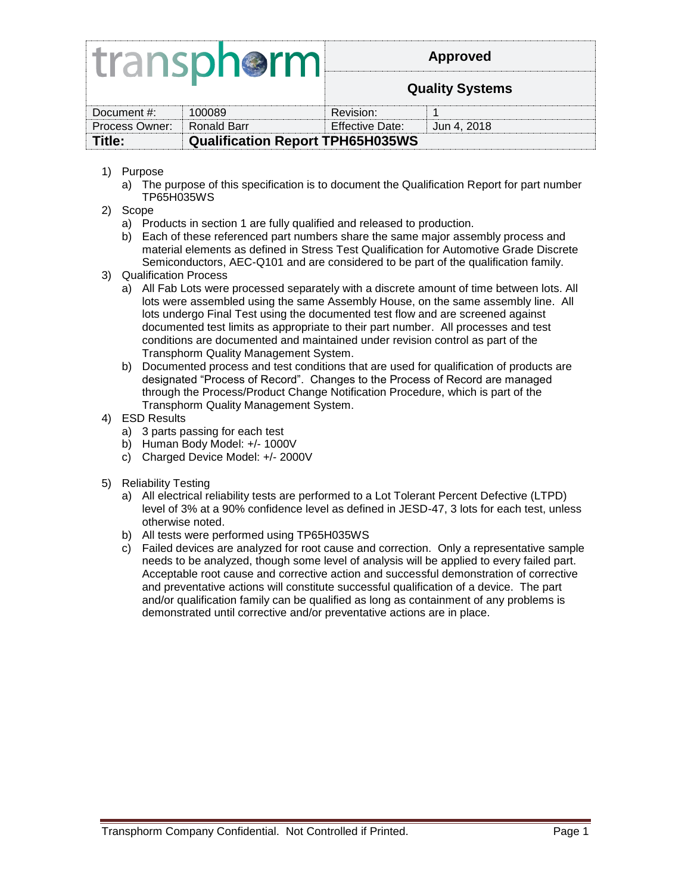| transphorm | Approved |
| --- | --- |
| | Quality Systems |

| Document #: | 100089 | Revision: | 1 |
| --- | --- | --- | --- |
| Process Owner: | Ronald Barr | Effective Date: | Jun 4, 2018 |
| **Title:** | **Qualification Report TPH65H035WS** | | |

1) Purpose
   a) The purpose of this specification is to document the Qualification Report for part number TP65H035WS
2) Scope
   a) Products in section 1 are fully qualified and released to production.
   b) Each of these referenced part numbers share the same major assembly process and material elements as defined in Stress Test Qualification for Automotive Grade Discrete Semiconductors, AEC-Q101 and are considered to be part of the qualification family.
3) Qualification Process
   a) All Fab Lots were processed separately with a discrete amount of time between lots. All lots were assembled using the same Assembly House, on the same assembly line. All lots undergo Final Test using the documented test flow and are screened against documented test limits as appropriate to their part number. All processes and test conditions are documented and maintained under revision control as part of the Transphorm Quality Management System.
   b) Documented process and test conditions that are used for qualification of products are designated "Process of Record". Changes to the Process of Record are managed through the Process/Product Change Notification Procedure, which is part of the Transphorm Quality Management System.
4) ESD Results
   a) 3 parts passing for each test
   b) Human Body Model: +/- 1000V
   c) Charged Device Model: +/- 2000V
5) Reliability Testing
   a) All electrical reliability tests are performed to a Lot Tolerant Percent Defective (LTPD) level of 3% at a 90% confidence level as defined in JESD-47, 3 lots for each test, unless otherwise noted.
   b) All tests were performed using TP65H035WS
   c) Failed devices are analyzed for root cause and correction. Only a representative sample needs to be analyzed, though some level of analysis will be applied to every failed part. Acceptable root cause and corrective action and successful demonstration of corrective and preventative actions will constitute successful qualification of a device. The part and/or qualification family can be qualified as long as containment of any problems is demonstrated until corrective and/or preventative actions are in place.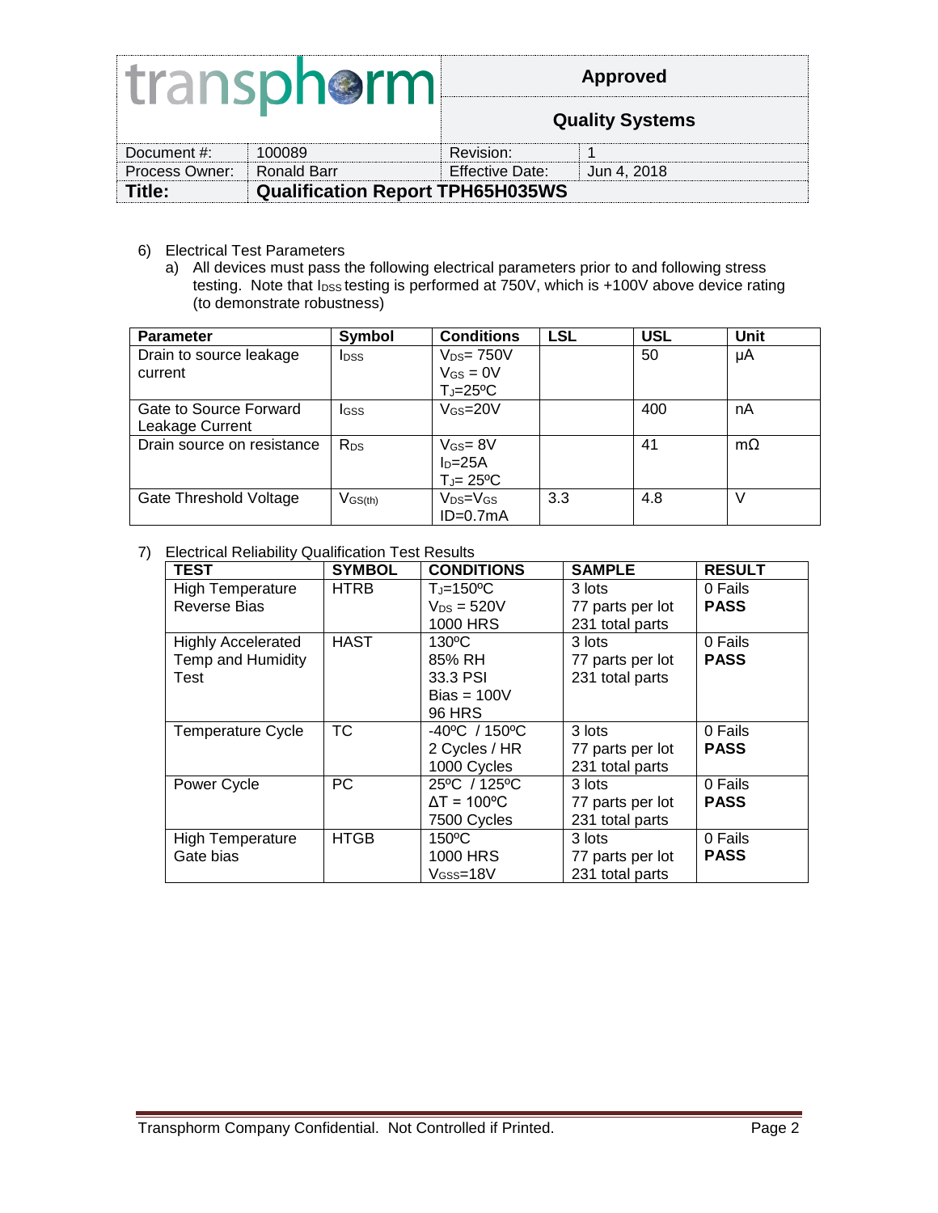6) Electrical Test Parameters

   a) All devices must pass the following electrical parameters prior to and following stress testing. Note that $I_{DSS}$ testing is performed at 750V, which is +100V above device rating (to demonstrate robustness)

| Parameter | Symbol | Conditions | LSL | USL | Unit |
|---|---|---|---|---|---|
| Drain to source leakage current | $I_{DSS}$ | $V_{DS}$= 750V<br>$V_{GS}$ = 0V<br>$T_J$=25ºC | | 50 | µA |
| Gate to Source Forward Leakage Current | $I_{GSS}$ | $V_{GS}$=20V | | 400 | nA |
| Drain source on resistance | $R_{DS}$ | $V_{GS}$= 8V<br>$I_D$=25A<br>$T_J$= 25ºC | | 41 | mΩ |
| Gate Threshold Voltage | $V_{GS(th)}$ | $V_{DS}$=$V_{GS}$<br>ID=0.7mA | 3.3 | 4.8 | V |

7) Electrical Reliability Qualification Test Results

| TEST | SYMBOL | CONDITIONS | SAMPLE | RESULT |
|---|---|---|---|---|
| High Temperature Reverse Bias | HTRB | $T_J$=150ºC<br>$V_{DS}$ = 520V<br>1000 HRS | 3 lots<br>77 parts per lot<br>231 total parts | 0 Fails<br>**PASS** |
| Highly Accelerated Temp and Humidity Test | HAST | 130ºC<br>85% RH<br>33.3 PSI<br>Bias = 100V<br>96 HRS | 3 lots<br>77 parts per lot<br>231 total parts | 0 Fails<br>**PASS** |
| Temperature Cycle | TC | -40ºC / 150ºC<br>2 Cycles / HR<br>1000 Cycles | 3 lots<br>77 parts per lot<br>231 total parts | 0 Fails<br>**PASS** |
| Power Cycle | PC | 25ºC / 125ºC<br>ΔT = 100ºC<br>7500 Cycles | 3 lots<br>77 parts per lot<br>231 total parts | 0 Fails<br>**PASS** |
| High Temperature Gate bias | HTGB | 150ºC<br>1000 HRS<br>$V_{GSS}$=18V | 3 lots<br>77 parts per lot<br>231 total parts | 0 Fails<br>**PASS** |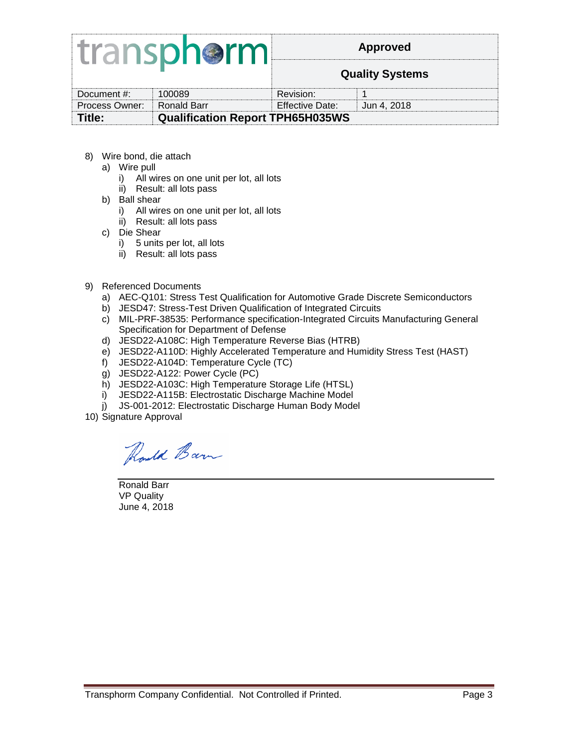8) Wire bond, die attach
    a) Wire pull
        i) All wires on one unit per lot, all lots
        ii) Result: all lots pass
    b) Ball shear
        i) All wires on one unit per lot, all lots
        ii) Result: all lots pass
    c) Die Shear
        i) 5 units per lot, all lots
        ii) Result: all lots pass

9) Referenced Documents
    a) AEC-Q101: Stress Test Qualification for Automotive Grade Discrete Semiconductors
    b) JESD47: Stress-Test Driven Qualification of Integrated Circuits
    c) MIL-PRF-38535: Performance specification-Integrated Circuits Manufacturing General Specification for Department of Defense
    d) JESD22-A108C: High Temperature Reverse Bias (HTRB)
    e) JESD22-A110D: Highly Accelerated Temperature and Humidity Stress Test (HAST)
    f) JESD22-A104D: Temperature Cycle (TC)
    g) JESD22-A122: Power Cycle (PC)
    h) JESD22-A103C: High Temperature Storage Life (HTSL)
    i) JESD22-A115B: Electrostatic Discharge Machine Model
    j) JS-001-2012: Electrostatic Discharge Human Body Model

10) Signature Approval

Ronald Barr
VP Quality
June 4, 2018